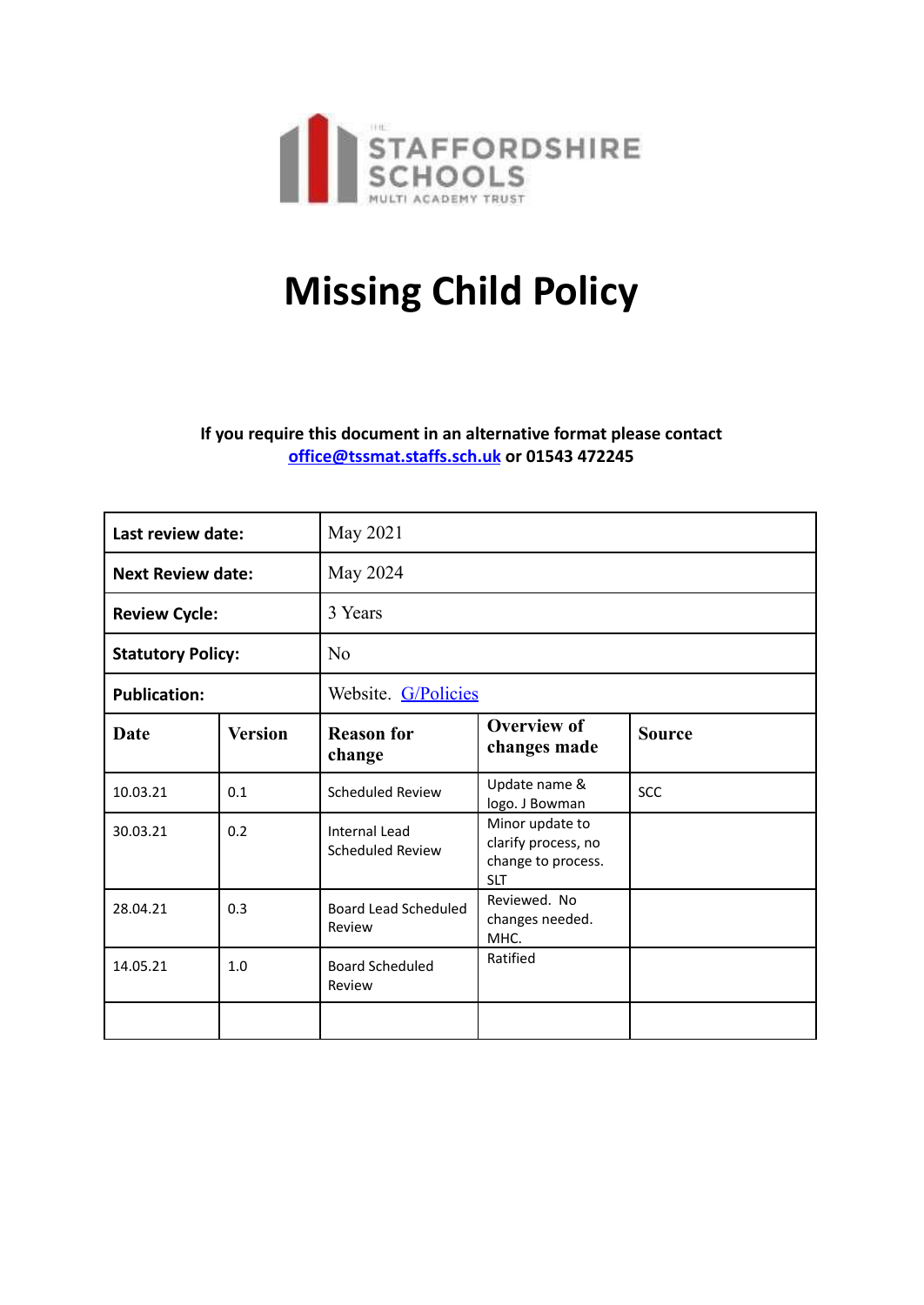# Missing Child Policy

**If you require this document in an alternative format please contact [office@tssmat.staffs.sch.uk](mailto:office@tssmat.staffs.sch.uk) or 01543 472245**

| **Last review date:** | | May 2021 | | |
|---|---|---|---|---|
| **Next Review date:** | | May 2024 | | |
| **Review Cycle:** | | 3 Years | | |
| **Statutory Policy:** | | No | | |
| **Publication:** | | Website. G/Policies | | |
| **Date** | **Version** | **Reason for change** | **Overview of changes made** | **Source** |
| 10.03.21 | 0.1 | Scheduled Review | Update name & logo. J Bowman | SCC |
| 30.03.21 | 0.2 | Internal Lead Scheduled Review | Minor update to clarify process, no change to process. SLT | |
| 28.04.21 | 0.3 | Board Lead Scheduled Review | Reviewed. No changes needed. MHC. | |
| 14.05.21 | 1.0 | Board Scheduled Review | Ratified | |
| | | | | |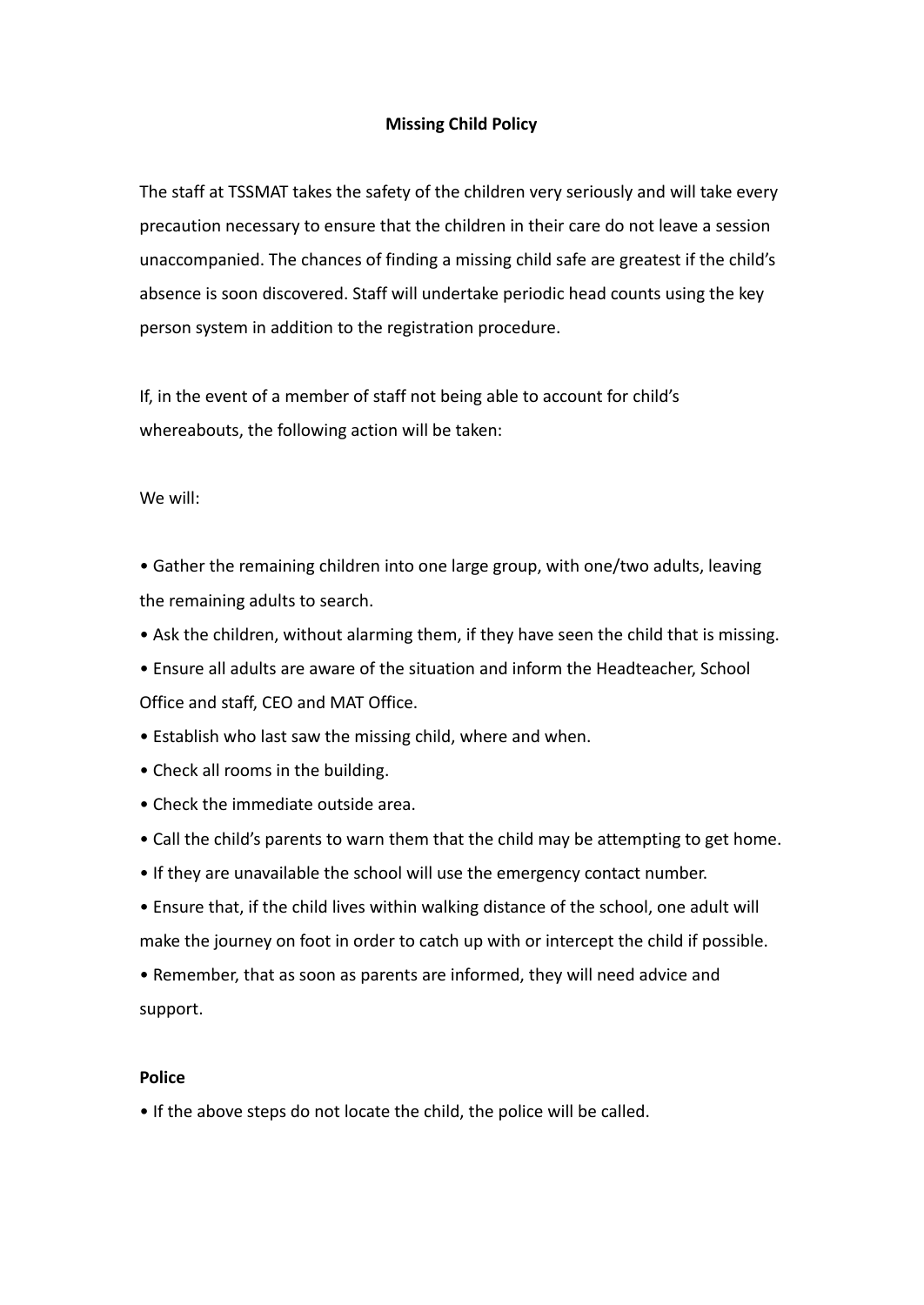**Missing Child Policy**

The staff at TSSMAT takes the safety of the children very seriously and will take every precaution necessary to ensure that the children in their care do not leave a session unaccompanied. The chances of finding a missing child safe are greatest if the child's absence is soon discovered. Staff will undertake periodic head counts using the key person system in addition to the registration procedure.

If, in the event of a member of staff not being able to account for child's whereabouts, the following action will be taken:

We will:

- Gather the remaining children into one large group, with one/two adults, leaving the remaining adults to search.
- Ask the children, without alarming them, if they have seen the child that is missing.
- Ensure all adults are aware of the situation and inform the Headteacher, School Office and staff, CEO and MAT Office.
- Establish who last saw the missing child, where and when.
- Check all rooms in the building.
- Check the immediate outside area.
- Call the child's parents to warn them that the child may be attempting to get home.
- If they are unavailable the school will use the emergency contact number.
- Ensure that, if the child lives within walking distance of the school, one adult will make the journey on foot in order to catch up with or intercept the child if possible.
- Remember, that as soon as parents are informed, they will need advice and support.

**Police**

- If the above steps do not locate the child, the police will be called.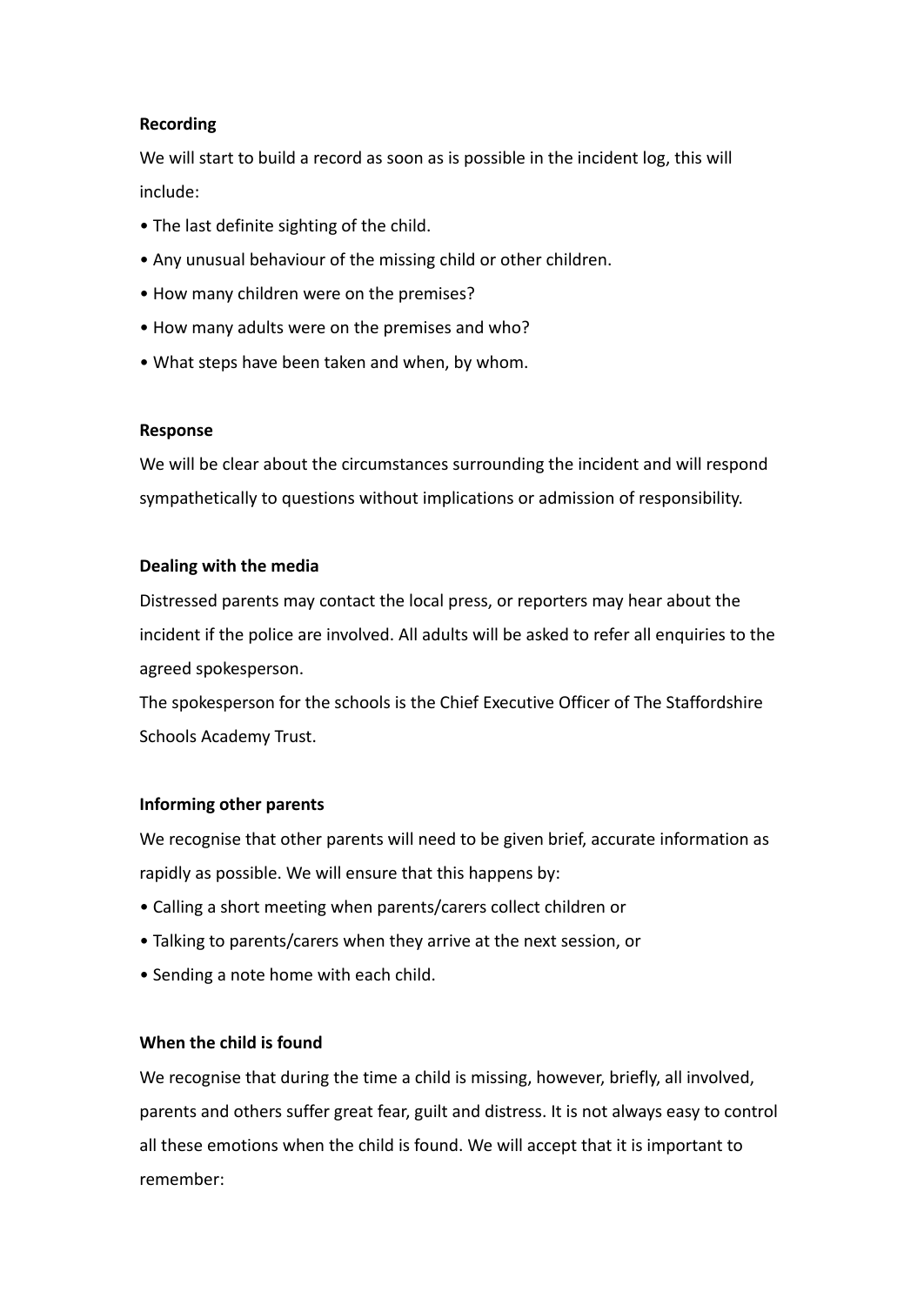**Recording**

We will start to build a record as soon as is possible in the incident log, this will include:

- The last definite sighting of the child.
- Any unusual behaviour of the missing child or other children.
- How many children were on the premises?
- How many adults were on the premises and who?
- What steps have been taken and when, by whom.

**Response**

We will be clear about the circumstances surrounding the incident and will respond sympathetically to questions without implications or admission of responsibility.

**Dealing with the media**

Distressed parents may contact the local press, or reporters may hear about the incident if the police are involved. All adults will be asked to refer all enquiries to the agreed spokesperson.

The spokesperson for the schools is the Chief Executive Officer of The Staffordshire Schools Academy Trust.

**Informing other parents**

We recognise that other parents will need to be given brief, accurate information as rapidly as possible. We will ensure that this happens by:

- Calling a short meeting when parents/carers collect children or
- Talking to parents/carers when they arrive at the next session, or
- Sending a note home with each child.

**When the child is found**

We recognise that during the time a child is missing, however, briefly, all involved, parents and others suffer great fear, guilt and distress. It is not always easy to control all these emotions when the child is found. We will accept that it is important to remember: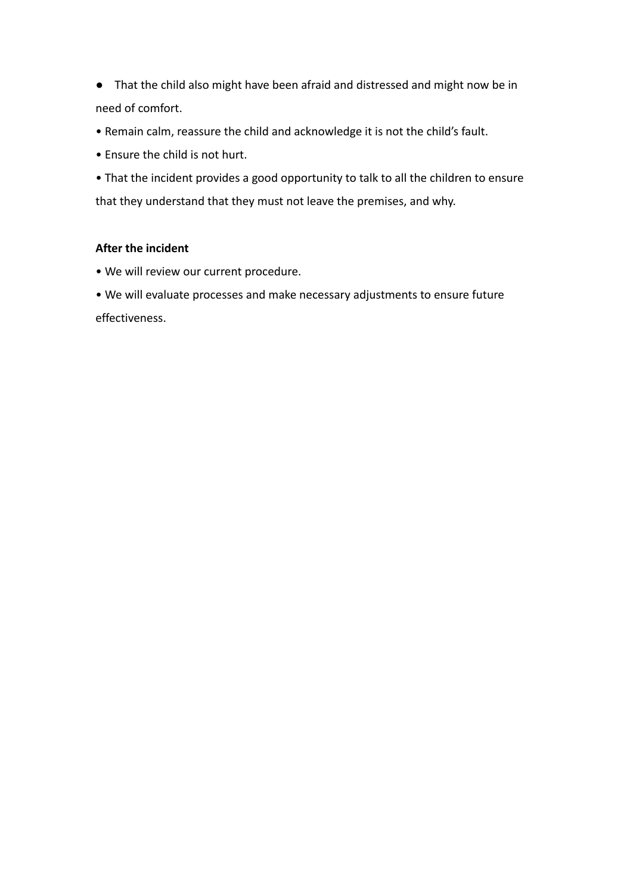- That the child also might have been afraid and distressed and might now be in need of comfort.
- Remain calm, reassure the child and acknowledge it is not the child's fault.
- Ensure the child is not hurt.
- That the incident provides a good opportunity to talk to all the children to ensure that they understand that they must not leave the premises, and why.

**After the incident**

- We will review our current procedure.
- We will evaluate processes and make necessary adjustments to ensure future effectiveness.